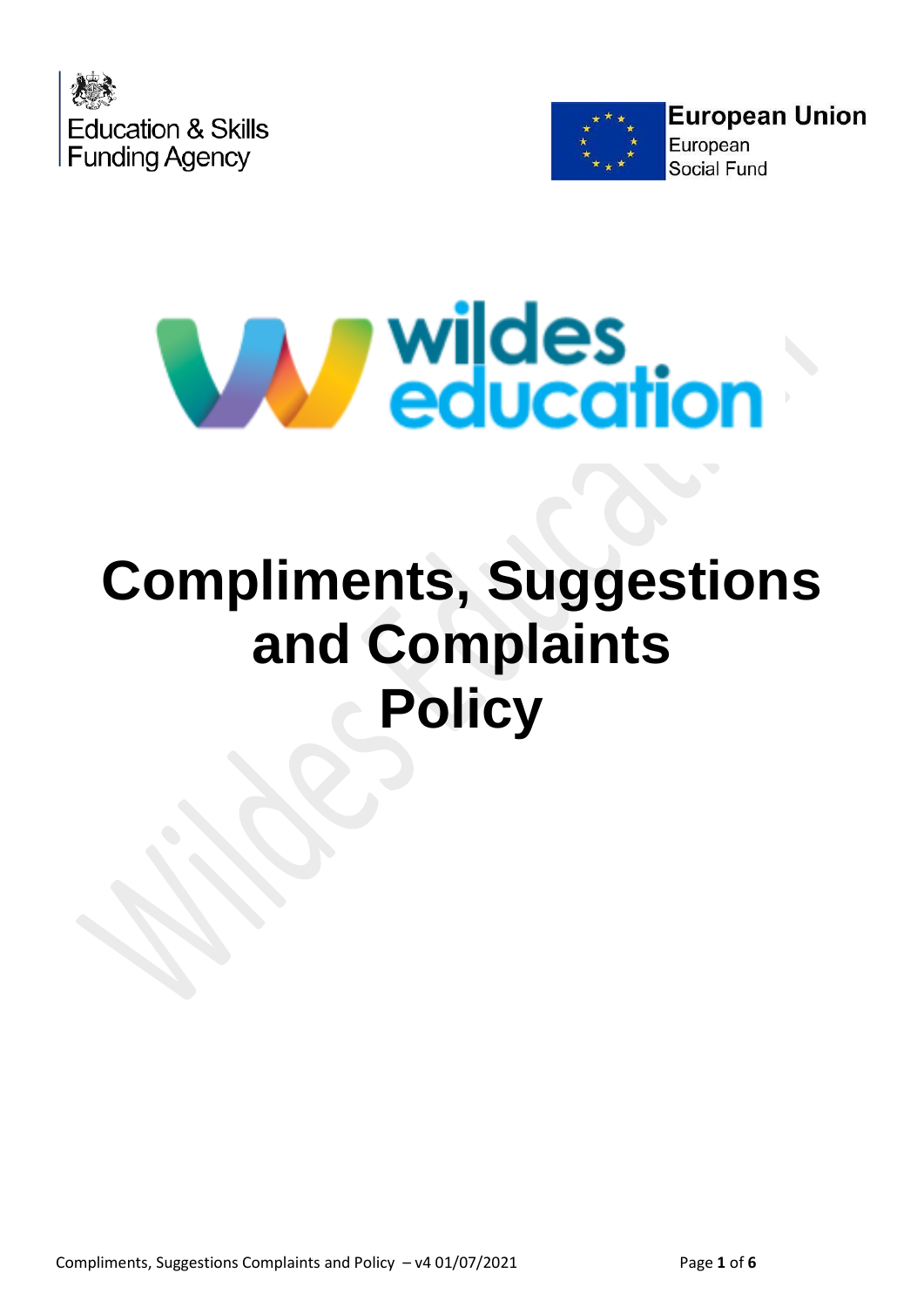Education & Skills Funding Agency

European Union
European Social Fund

wildes education

# Compliments, Suggestions and Complaints Policy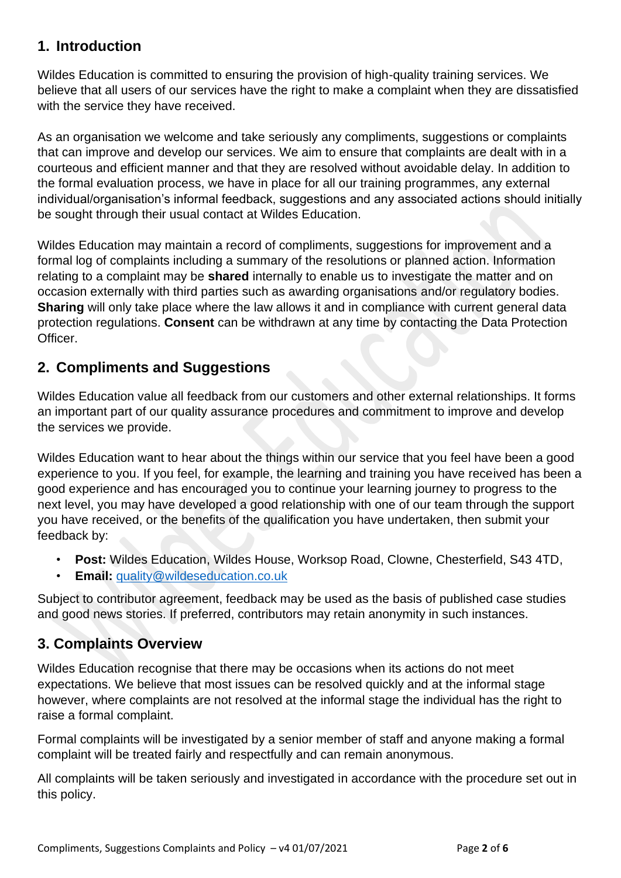## 1. Introduction

Wildes Education is committed to ensuring the provision of high-quality training services. We believe that all users of our services have the right to make a complaint when they are dissatisfied with the service they have received.

As an organisation we welcome and take seriously any compliments, suggestions or complaints that can improve and develop our services. We aim to ensure that complaints are dealt with in a courteous and efficient manner and that they are resolved without avoidable delay. In addition to the formal evaluation process, we have in place for all our training programmes, any external individual/organisation's informal feedback, suggestions and any associated actions should initially be sought through their usual contact at Wildes Education.

Wildes Education may maintain a record of compliments, suggestions for improvement and a formal log of complaints including a summary of the resolutions or planned action. Information relating to a complaint may be **shared** internally to enable us to investigate the matter and on occasion externally with third parties such as awarding organisations and/or regulatory bodies. **Sharing** will only take place where the law allows it and in compliance with current general data protection regulations. **Consent** can be withdrawn at any time by contacting the Data Protection Officer.

## 2. Compliments and Suggestions

Wildes Education value all feedback from our customers and other external relationships. It forms an important part of our quality assurance procedures and commitment to improve and develop the services we provide.

Wildes Education want to hear about the things within our service that you feel have been a good experience to you. If you feel, for example, the learning and training you have received has been a good experience and has encouraged you to continue your learning journey to progress to the next level, you may have developed a good relationship with one of our team through the support you have received, or the benefits of the qualification you have undertaken, then submit your feedback by:

- **Post:** Wildes Education, Wildes House, Worksop Road, Clowne, Chesterfield, S43 4TD,
- **Email:** quality@wildeseducation.co.uk

Subject to contributor agreement, feedback may be used as the basis of published case studies and good news stories. If preferred, contributors may retain anonymity in such instances.

## 3. Complaints Overview

Wildes Education recognise that there may be occasions when its actions do not meet expectations. We believe that most issues can be resolved quickly and at the informal stage however, where complaints are not resolved at the informal stage the individual has the right to raise a formal complaint.

Formal complaints will be investigated by a senior member of staff and anyone making a formal complaint will be treated fairly and respectfully and can remain anonymous.

All complaints will be taken seriously and investigated in accordance with the procedure set out in this policy.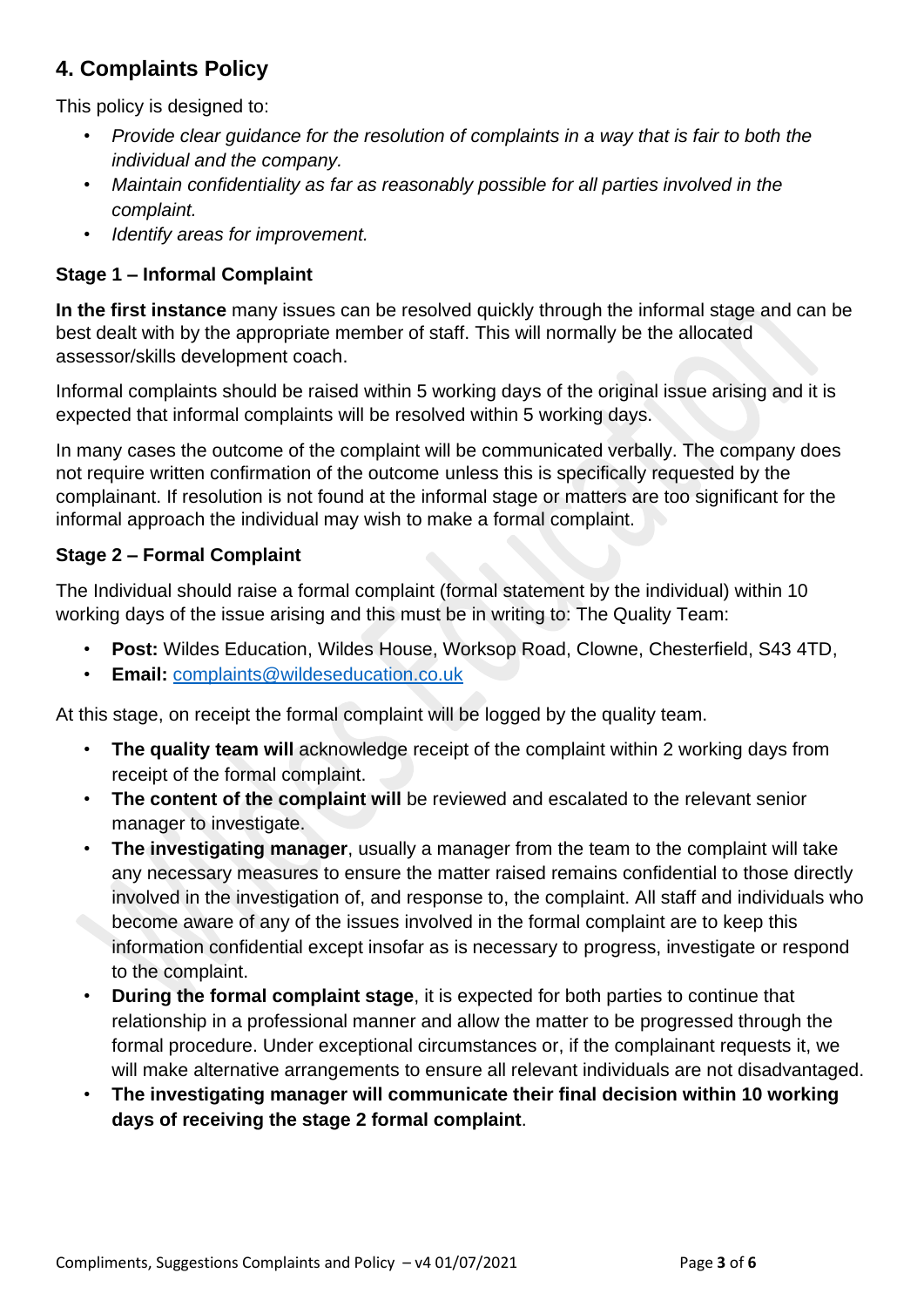## 4. Complaints Policy

This policy is designed to:

- *Provide clear guidance for the resolution of complaints in a way that is fair to both the individual and the company.*
- *Maintain confidentiality as far as reasonably possible for all parties involved in the complaint.*
- *Identify areas for improvement.*

### Stage 1 – Informal Complaint

**In the first instance** many issues can be resolved quickly through the informal stage and can be best dealt with by the appropriate member of staff. This will normally be the allocated assessor/skills development coach.

Informal complaints should be raised within 5 working days of the original issue arising and it is expected that informal complaints will be resolved within 5 working days.

In many cases the outcome of the complaint will be communicated verbally. The company does not require written confirmation of the outcome unless this is specifically requested by the complainant. If resolution is not found at the informal stage or matters are too significant for the informal approach the individual may wish to make a formal complaint.

### Stage 2 – Formal Complaint

The Individual should raise a formal complaint (formal statement by the individual) within 10 working days of the issue arising and this must be in writing to: The Quality Team:

- **Post:** Wildes Education, Wildes House, Worksop Road, Clowne, Chesterfield, S43 4TD,
- **Email:** [complaints@wildeseducation.co.uk](mailto:complaints@wildeseducation.co.uk)

At this stage, on receipt the formal complaint will be logged by the quality team.

- **The quality team will** acknowledge receipt of the complaint within 2 working days from receipt of the formal complaint.
- **The content of the complaint will** be reviewed and escalated to the relevant senior manager to investigate.
- **The investigating manager**, usually a manager from the team to the complaint will take any necessary measures to ensure the matter raised remains confidential to those directly involved in the investigation of, and response to, the complaint. All staff and individuals who become aware of any of the issues involved in the formal complaint are to keep this information confidential except insofar as is necessary to progress, investigate or respond to the complaint.
- **During the formal complaint stage**, it is expected for both parties to continue that relationship in a professional manner and allow the matter to be progressed through the formal procedure. Under exceptional circumstances or, if the complainant requests it, we will make alternative arrangements to ensure all relevant individuals are not disadvantaged.
- **The investigating manager will communicate their final decision within 10 working days of receiving the stage 2 formal complaint**.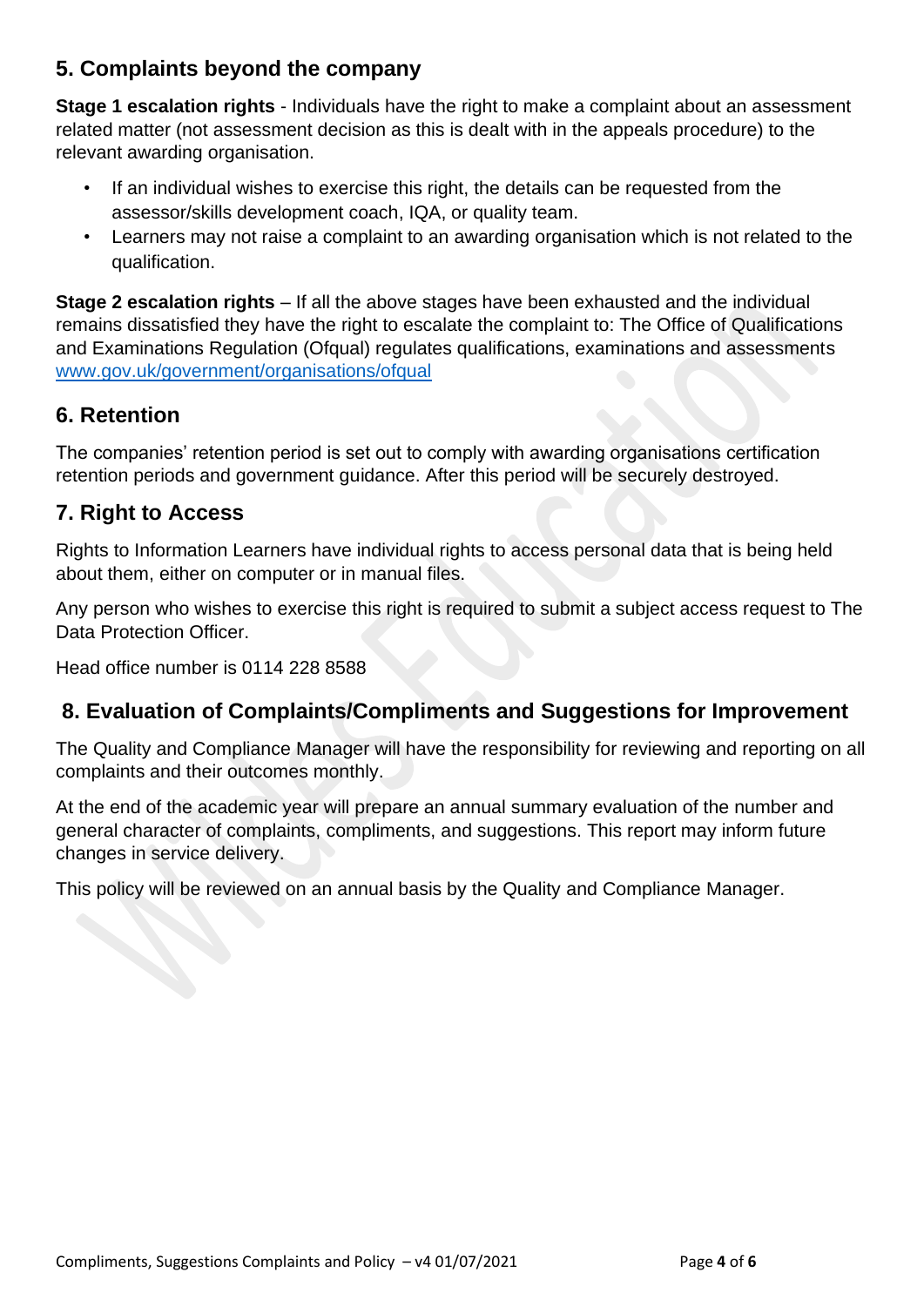## 5. Complaints beyond the company

**Stage 1 escalation rights** - Individuals have the right to make a complaint about an assessment related matter (not assessment decision as this is dealt with in the appeals procedure) to the relevant awarding organisation.

- If an individual wishes to exercise this right, the details can be requested from the assessor/skills development coach, IQA, or quality team.
- Learners may not raise a complaint to an awarding organisation which is not related to the qualification.

**Stage 2 escalation rights** – If all the above stages have been exhausted and the individual remains dissatisfied they have the right to escalate the complaint to: The Office of Qualifications and Examinations Regulation (Ofqual) regulates qualifications, examinations and assessments [www.gov.uk/government/organisations/ofqual](www.gov.uk/government/organisations/ofqual)

## 6. Retention

The companies' retention period is set out to comply with awarding organisations certification retention periods and government guidance. After this period will be securely destroyed.

## 7. Right to Access

Rights to Information Learners have individual rights to access personal data that is being held about them, either on computer or in manual files.

Any person who wishes to exercise this right is required to submit a subject access request to The Data Protection Officer.

Head office number is 0114 228 8588

## 8. Evaluation of Complaints/Compliments and Suggestions for Improvement

The Quality and Compliance Manager will have the responsibility for reviewing and reporting on all complaints and their outcomes monthly.

At the end of the academic year will prepare an annual summary evaluation of the number and general character of complaints, compliments, and suggestions. This report may inform future changes in service delivery.

This policy will be reviewed on an annual basis by the Quality and Compliance Manager.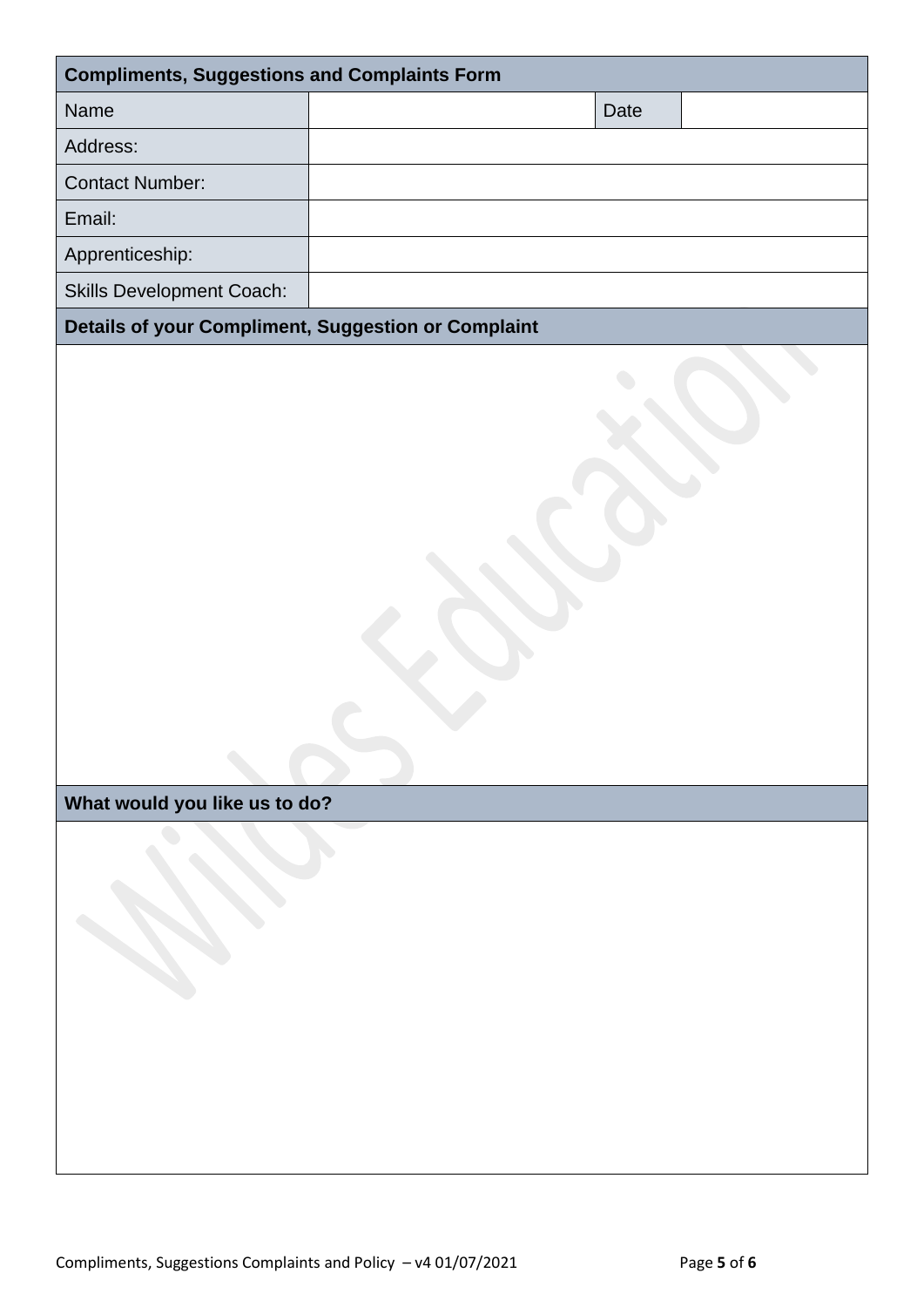| Compliments, Suggestions and Complaints Form | | | |
|---|---|---|---|
| Name | | Date | |
| Address: | | | |
| Contact Number: | | | |
| Email: | | | |
| Apprenticeship: | | | |
| Skills Development Coach: | | | |

**Details of your Compliment, Suggestion or Complaint**

**What would you like us to do?**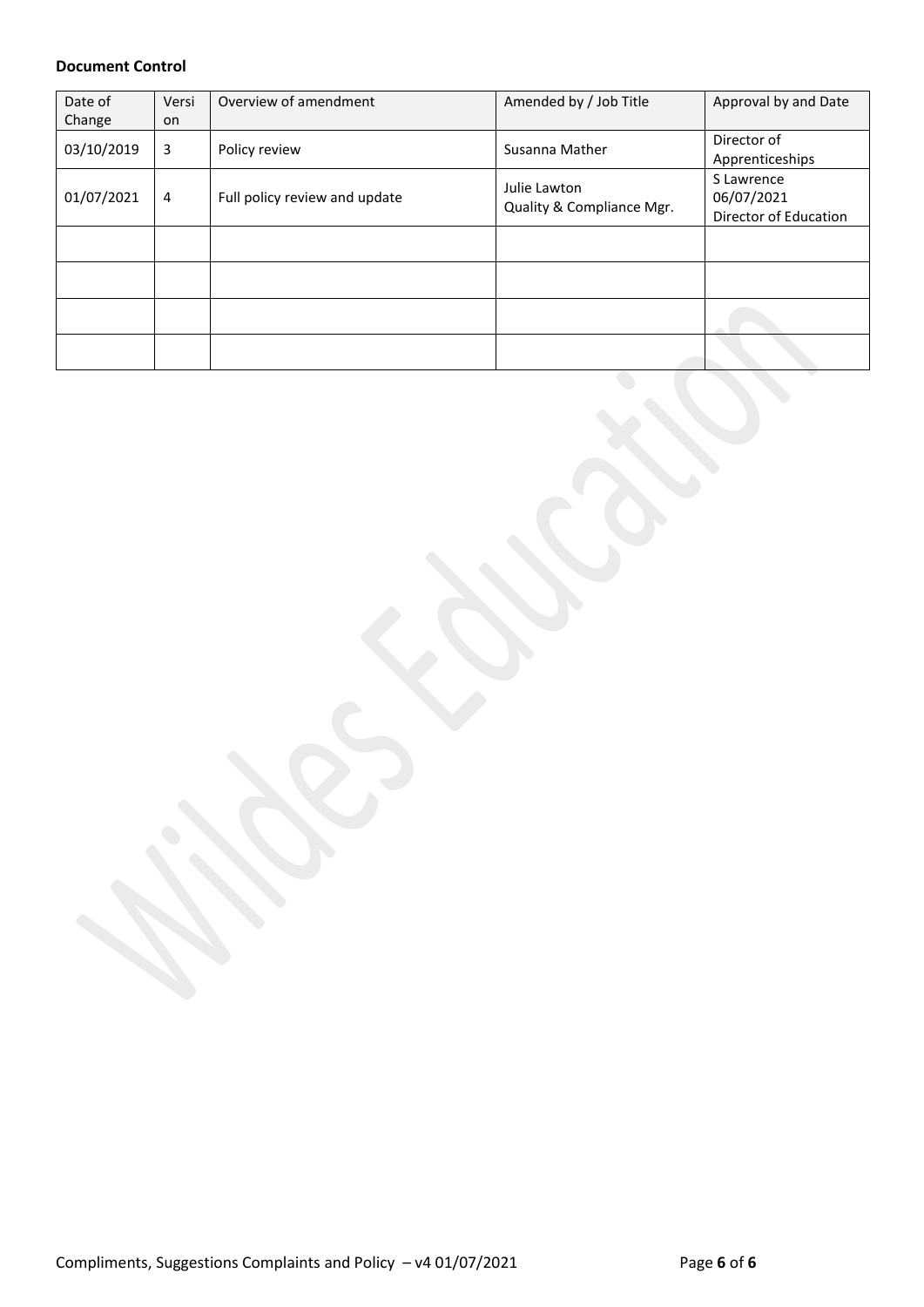**Document Control**

| Date of Change | Version | Overview of amendment | Amended by / Job Title | Approval by and Date |
|---|---|---|---|---|
| 03/10/2019 | 3 | Policy review | Susanna Mather | Director of Apprenticeships |
| 01/07/2021 | 4 | Full policy review and update | Julie Lawton<br>Quality & Compliance Mgr. | S Lawrence<br>06/07/2021<br>Director of Education |
| | | | | |
| | | | | |
| | | | | |
| | | | | |